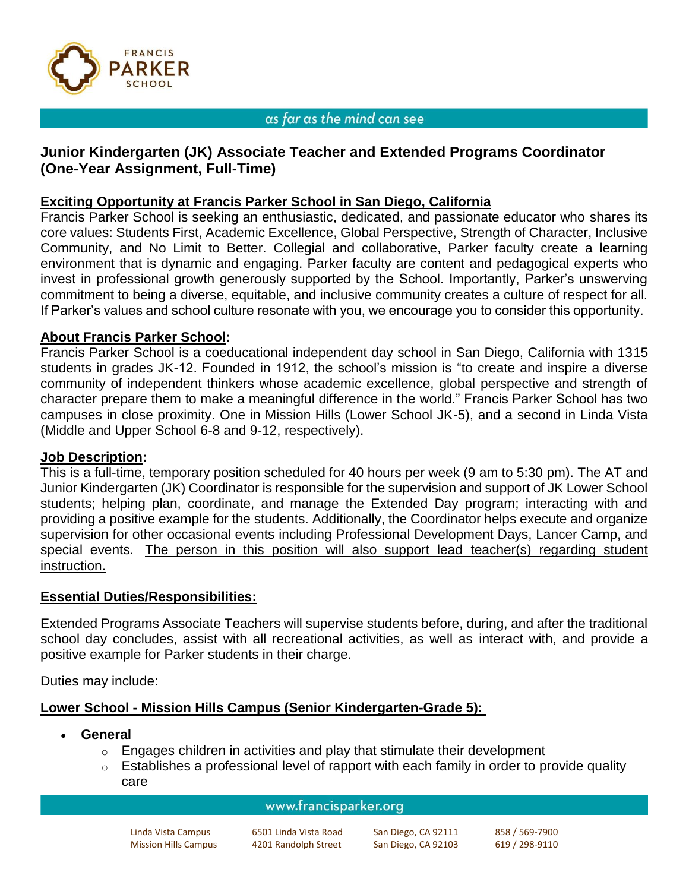# Junior Kindergarten (JK) Associate Teacher and Extended Programs Coordinator (One-Year Assignment, Full-Time)

## Exciting Opportunity at Francis Parker School in San Diego, California

Francis Parker School is seeking an enthusiastic, dedicated, and passionate educator who shares its core values: Students First, Academic Excellence, Global Perspective, Strength of Character, Inclusive Community, and No Limit to Better. Collegial and collaborative, Parker faculty create a learning environment that is dynamic and engaging. Parker faculty are content and pedagogical experts who invest in professional growth generously supported by the School. Importantly, Parker's unswerving commitment to being a diverse, equitable, and inclusive community creates a culture of respect for all. If Parker's values and school culture resonate with you, we encourage you to consider this opportunity.

## About Francis Parker School:

Francis Parker School is a coeducational independent day school in San Diego, California with 1315 students in grades JK-12. Founded in 1912, the school's mission is "to create and inspire a diverse community of independent thinkers whose academic excellence, global perspective and strength of character prepare them to make a meaningful difference in the world." Francis Parker School has two campuses in close proximity. One in Mission Hills (Lower School JK-5), and a second in Linda Vista (Middle and Upper School 6-8 and 9-12, respectively).

## Job Description:

This is a full-time, temporary position scheduled for 40 hours per week (9 am to 5:30 pm). The AT and Junior Kindergarten (JK) Coordinator is responsible for the supervision and support of JK Lower School students; helping plan, coordinate, and manage the Extended Day program; interacting with and providing a positive example for the students. Additionally, the Coordinator helps execute and organize supervision for other occasional events including Professional Development Days, Lancer Camp, and special events. The person in this position will also support lead teacher(s) regarding student instruction.

## Essential Duties/Responsibilities:

Extended Programs Associate Teachers will supervise students before, during, and after the traditional school day concludes, assist with all recreational activities, as well as interact with, and provide a positive example for Parker students in their charge.

Duties may include:

### Lower School - Mission Hills Campus (Senior Kindergarten-Grade 5):

- **General**
  - Engages children in activities and play that stimulate their development
  - Establishes a professional level of rapport with each family in order to provide quality care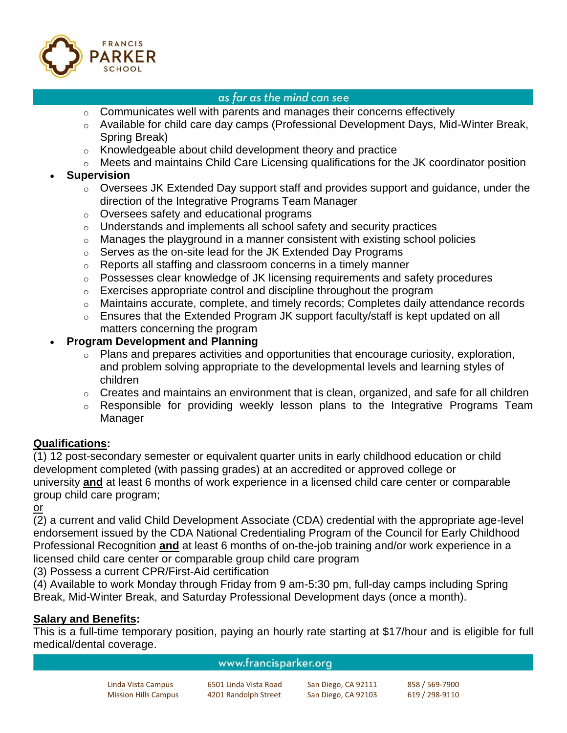- Communicates well with parents and manages their concerns effectively
  - Available for child care day camps (Professional Development Days, Mid-Winter Break, Spring Break)
  - Knowledgeable about child development theory and practice
  - Meets and maintains Child Care Licensing qualifications for the JK coordinator position
- **Supervision**
  - Oversees JK Extended Day support staff and provides support and guidance, under the direction of the Integrative Programs Team Manager
  - Oversees safety and educational programs
  - Understands and implements all school safety and security practices
  - Manages the playground in a manner consistent with existing school policies
  - Serves as the on-site lead for the JK Extended Day Programs
  - Reports all staffing and classroom concerns in a timely manner
  - Possesses clear knowledge of JK licensing requirements and safety procedures
  - Exercises appropriate control and discipline throughout the program
  - Maintains accurate, complete, and timely records; Completes daily attendance records
  - Ensures that the Extended Program JK support faculty/staff is kept updated on all matters concerning the program
- **Program Development and Planning**
  - Plans and prepares activities and opportunities that encourage curiosity, exploration, and problem solving appropriate to the developmental levels and learning styles of children
  - Creates and maintains an environment that is clean, organized, and safe for all children
  - Responsible for providing weekly lesson plans to the Integrative Programs Team Manager

**Qualifications:**

(1) 12 post-secondary semester or equivalent quarter units in early childhood education or child development completed (with passing grades) at an accredited or approved college or university **and** at least 6 months of work experience in a licensed child care center or comparable group child care program;

or

(2) a current and valid Child Development Associate (CDA) credential with the appropriate age-level endorsement issued by the CDA National Credentialing Program of the Council for Early Childhood Professional Recognition **and** at least 6 months of on-the-job training and/or work experience in a licensed child care center or comparable group child care program

(3) Possess a current CPR/First-Aid certification

(4) Available to work Monday through Friday from 9 am-5:30 pm, full-day camps including Spring Break, Mid-Winter Break, and Saturday Professional Development days (once a month).

**Salary and Benefits:**

This is a full-time temporary position, paying an hourly rate starting at $17/hour and is eligible for full medical/dental coverage.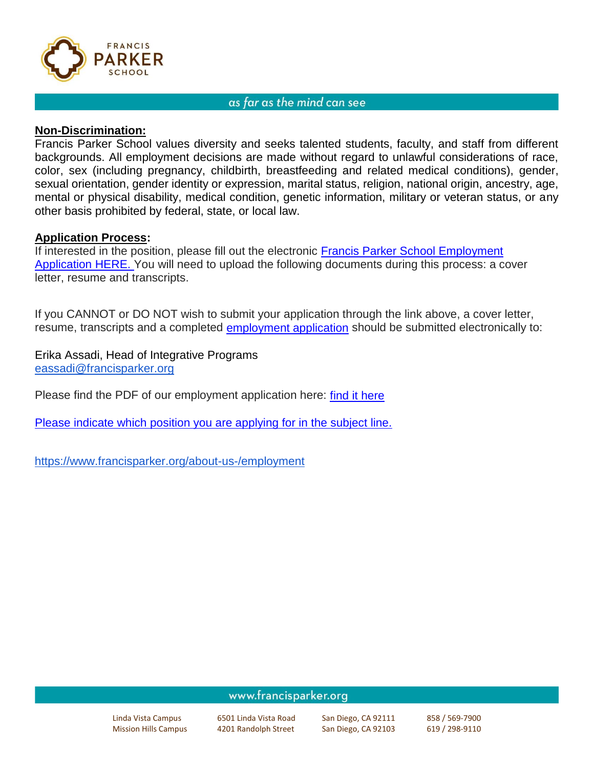**Non-Discrimination:**

Francis Parker School values diversity and seeks talented students, faculty, and staff from different backgrounds. All employment decisions are made without regard to unlawful considerations of race, color, sex (including pregnancy, childbirth, breastfeeding and related medical conditions), gender, sexual orientation, gender identity or expression, marital status, religion, national origin, ancestry, age, mental or physical disability, medical condition, genetic information, military or veteran status, or any other basis prohibited by federal, state, or local law.

**Application Process:**

If interested in the position, please fill out the electronic Francis Parker School Employment Application HERE. You will need to upload the following documents during this process: a cover letter, resume and transcripts.

If you CANNOT or DO NOT wish to submit your application through the link above, a cover letter, resume, transcripts and a completed employment application should be submitted electronically to:

Erika Assadi, Head of Integrative Programs
eassadi@francisparker.org

Please find the PDF of our employment application here: find it here

Please indicate which position you are applying for in the subject line.

https://www.francisparker.org/about-us-/employment